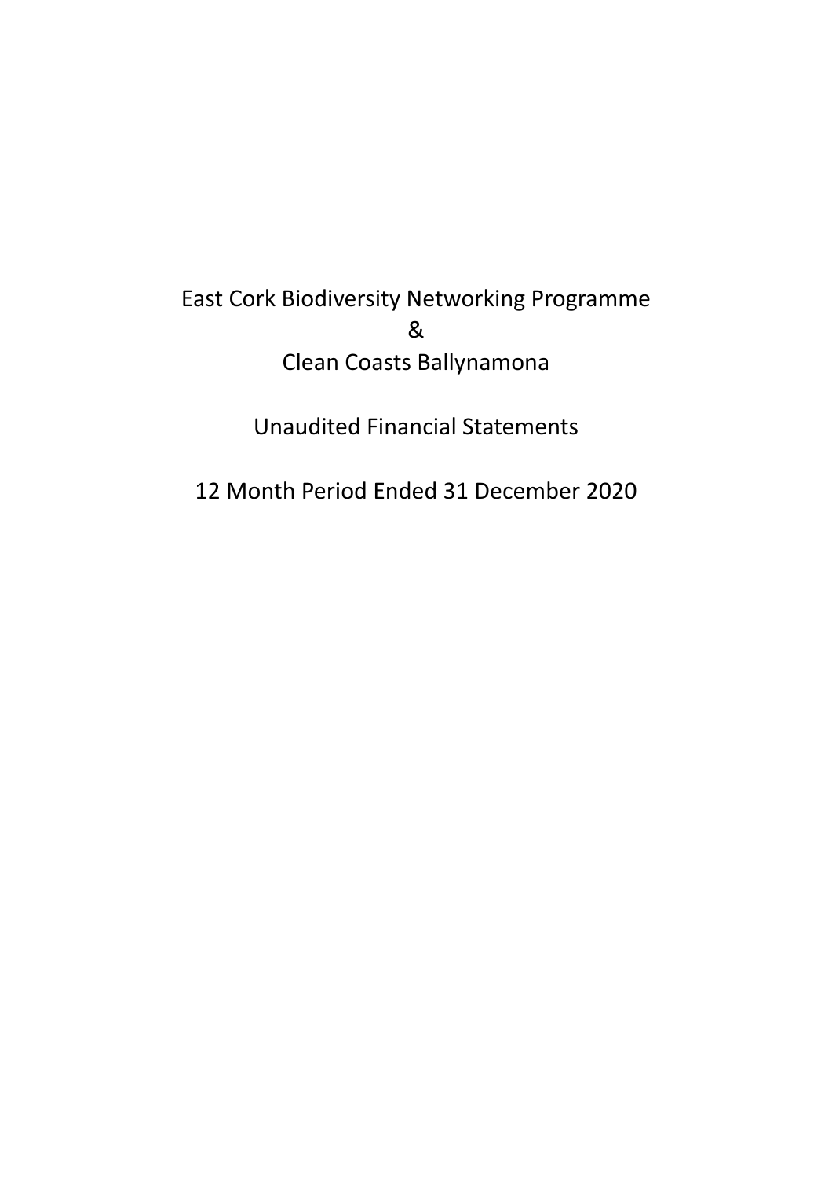# East Cork Biodiversity Networking Programme

&

# Clean Coasts Ballynamona

## Unaudited Financial Statements

## 12 Month Period Ended 31 December 2020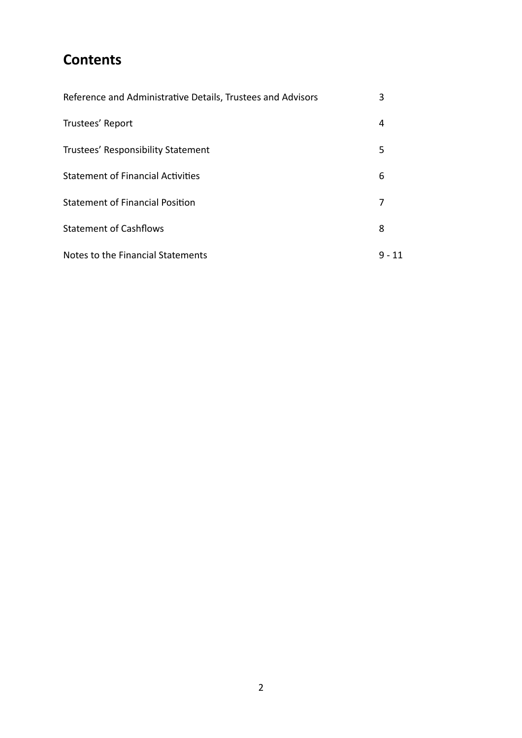# Contents

| | |
|---|---|
| Reference and Administrative Details, Trustees and Advisors | 3 |
| Trustees' Report | 4 |
| Trustees' Responsibility Statement | 5 |
| Statement of Financial Activities | 6 |
| Statement of Financial Position | 7 |
| Statement of Cashflows | 8 |
| Notes to the Financial Statements | 9 - 11 |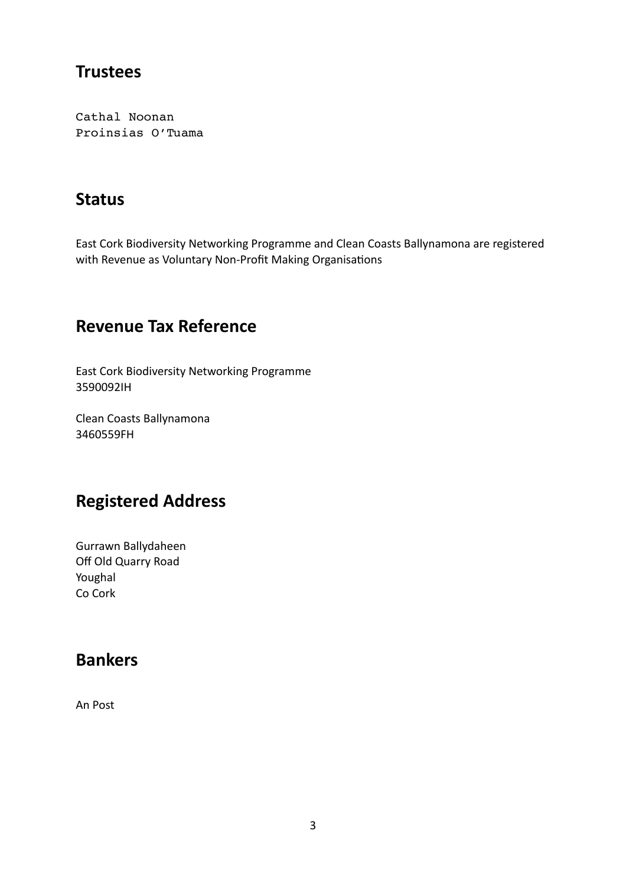## Trustees

Cathal Noonan
Proinsias O'Tuama

## Status

East Cork Biodiversity Networking Programme and Clean Coasts Ballynamona are registered with Revenue as Voluntary Non-Profit Making Organisations

## Revenue Tax Reference

East Cork Biodiversity Networking Programme
3590092IH

Clean Coasts Ballynamona
3460559FH

## Registered Address

Gurrawn Ballydaheen
Off Old Quarry Road
Youghal
Co Cork

## Bankers

An Post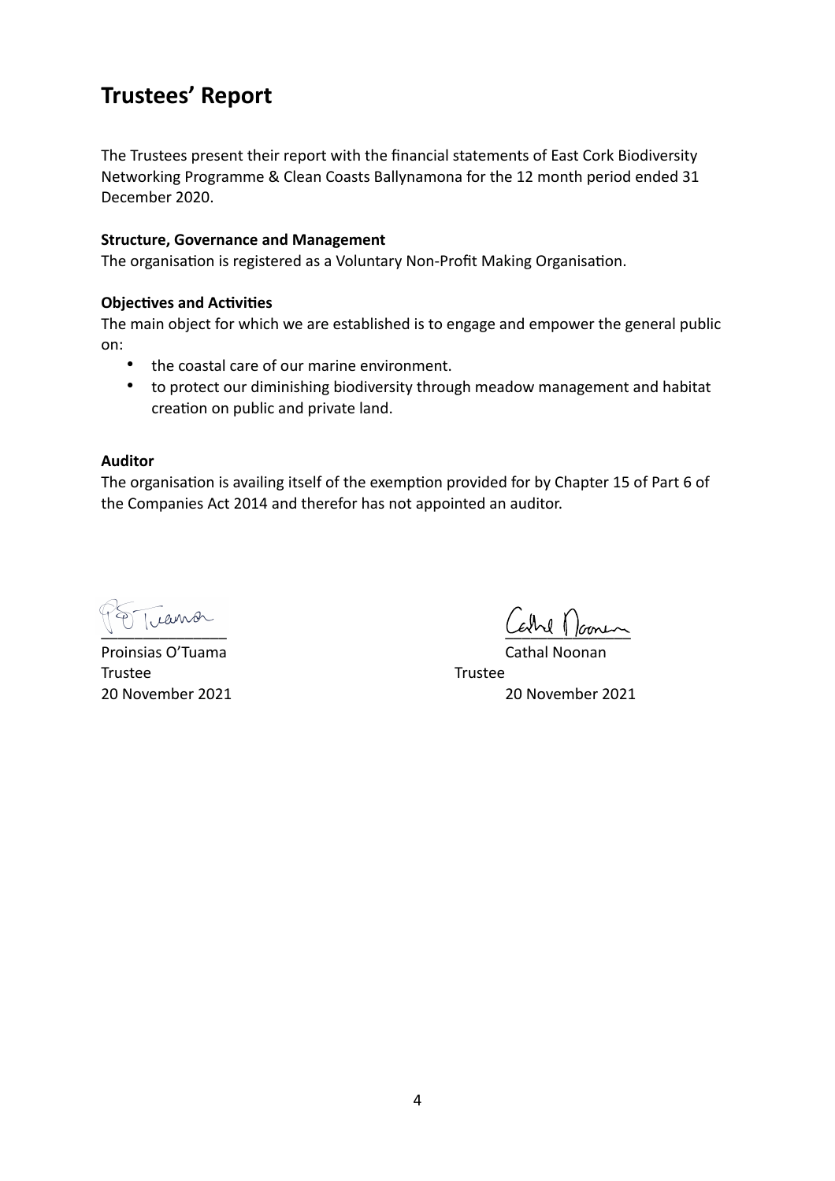# Trustees' Report

The Trustees present their report with the financial statements of East Cork Biodiversity Networking Programme & Clean Coasts Ballynamona for the 12 month period ended 31 December 2020.

**Structure, Governance and Management**
The organisation is registered as a Voluntary Non-Profit Making Organisation.

**Objectives and Activities**
The main object for which we are established is to engage and empower the general public on:

- the coastal care of our marine environment.
- to protect our diminishing biodiversity through meadow management and habitat creation on public and private land.

**Auditor**
The organisation is availing itself of the exemption provided for by Chapter 15 of Part 6 of the Companies Act 2014 and therefor has not appointed an auditor.

Proinsias O'Tuama
Trustee
20 November 2021

Cathal Noonan
Trustee
20 November 2021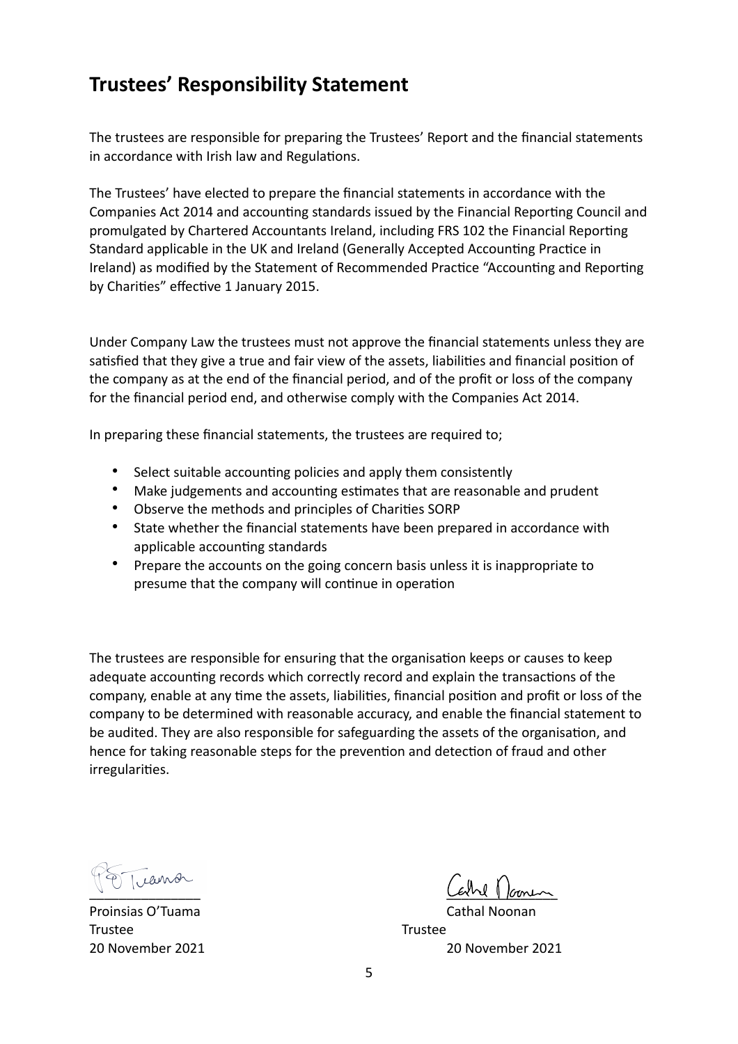# Trustees' Responsibility Statement

The trustees are responsible for preparing the Trustees' Report and the financial statements in accordance with Irish law and Regulations.

The Trustees' have elected to prepare the financial statements in accordance with the Companies Act 2014 and accounting standards issued by the Financial Reporting Council and promulgated by Chartered Accountants Ireland, including FRS 102 the Financial Reporting Standard applicable in the UK and Ireland (Generally Accepted Accounting Practice in Ireland) as modified by the Statement of Recommended Practice "Accounting and Reporting by Charities" effective 1 January 2015.

Under Company Law the trustees must not approve the financial statements unless they are satisfied that they give a true and fair view of the assets, liabilities and financial position of the company as at the end of the financial period, and of the profit or loss of the company for the financial period end, and otherwise comply with the Companies Act 2014.

In preparing these financial statements, the trustees are required to;

- Select suitable accounting policies and apply them consistently
- Make judgements and accounting estimates that are reasonable and prudent
- Observe the methods and principles of Charities SORP
- State whether the financial statements have been prepared in accordance with applicable accounting standards
- Prepare the accounts on the going concern basis unless it is inappropriate to presume that the company will continue in operation

The trustees are responsible for ensuring that the organisation keeps or causes to keep adequate accounting records which correctly record and explain the transactions of the company, enable at any time the assets, liabilities, financial position and profit or loss of the company to be determined with reasonable accuracy, and enable the financial statement to be audited. They are also responsible for safeguarding the assets of the organisation, and hence for taking reasonable steps for the prevention and detection of fraud and other irregularities.

Proinsias O'Tuama
Trustee
20 November 2021

Cathal Noonan
Trustee
20 November 2021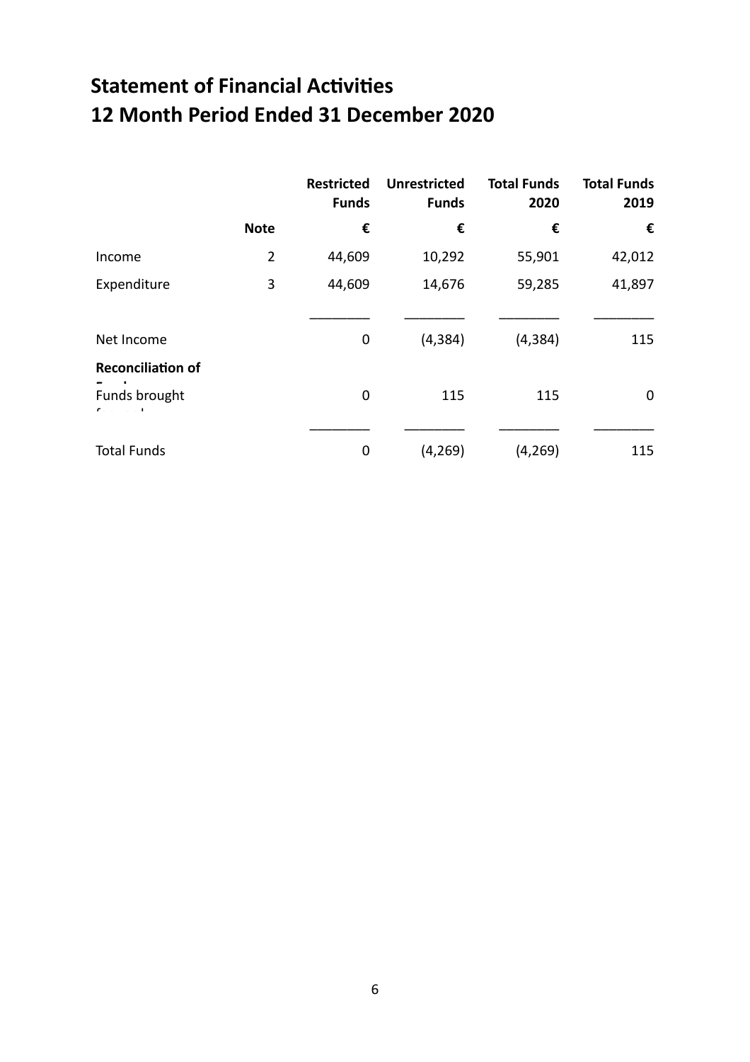# Statement of Financial Activities
# 12 Month Period Ended 31 December 2020

| | Note | Restricted Funds | Unrestricted Funds | Total Funds 2020 | Total Funds 2019 |
|---|---|---|---|---|---|
| | | € | € | € | € |
| Income | 2 | 44,609 | 10,292 | 55,901 | 42,012 |
| Expenditure | 3 | 44,609 | 14,676 | 59,285 | 41,897 |
| Net Income | | 0 | (4,384) | (4,384) | 115 |
| **Reconciliation of Funds** | | | | | |
| Funds brought forward | | 0 | 115 | 115 | 0 |
| Total Funds | | 0 | (4,269) | (4,269) | 115 |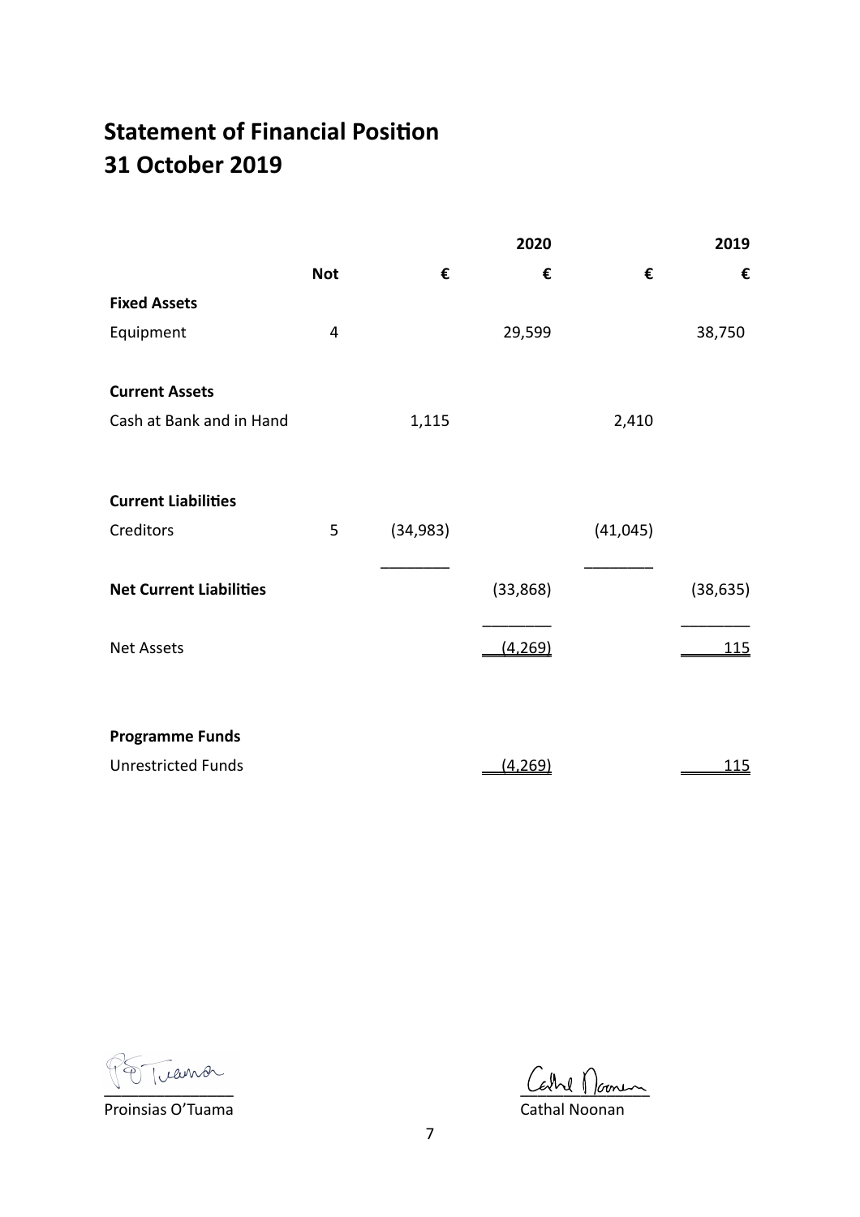# Statement of Financial Position
# 31 October 2019

| | Not | € | 2020 € | € | 2019 € |
|---|---|---|---|---|---|
| **Fixed Assets** | | | | | |
| Equipment | 4 | | 29,599 | | 38,750 |
| **Current Assets** | | | | | |
| Cash at Bank and in Hand | | 1,115 | | 2,410 | |
| **Current Liabilities** | | | | | |
| Creditors | 5 | (34,983) | | (41,045) | |
| **Net Current Liabilities** | | | (33,868) | | (38,635) |
| Net Assets | | | (4,269) | | 115 |
| **Programme Funds** | | | | | |
| Unrestricted Funds | | | (4,269) | | 115 |

Proinsias O'Tuama

Cathal Noonan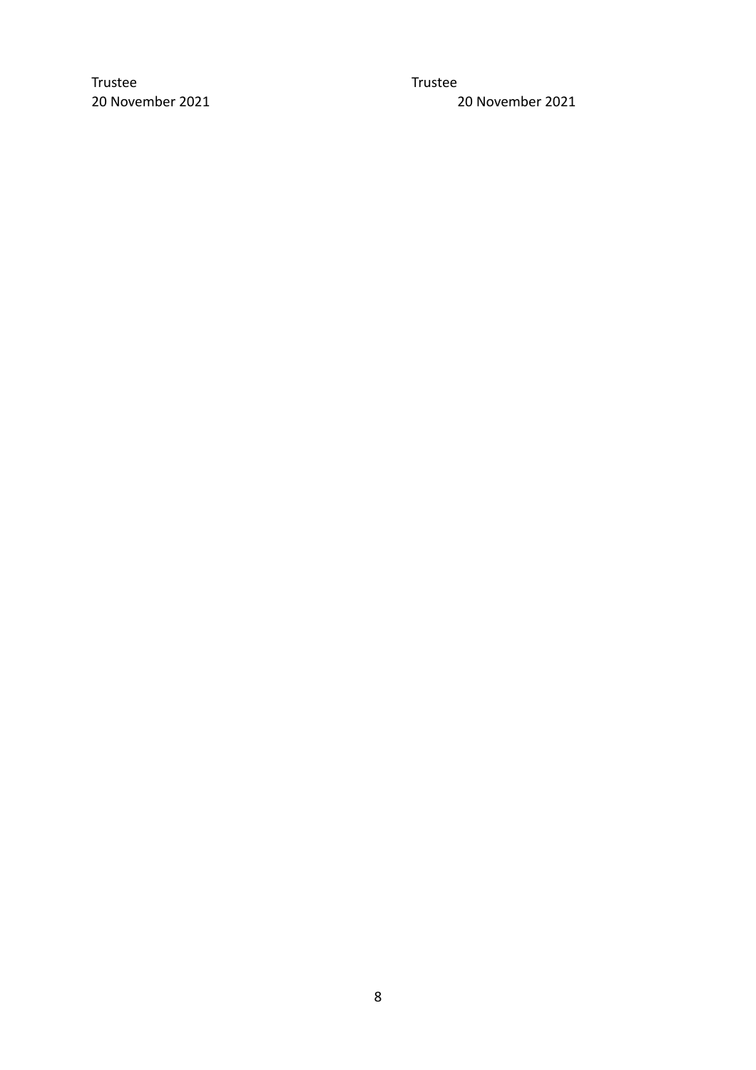| Trustee | Trustee |
| --- | --- |
| 20 November 2021 | 20 November 2021 |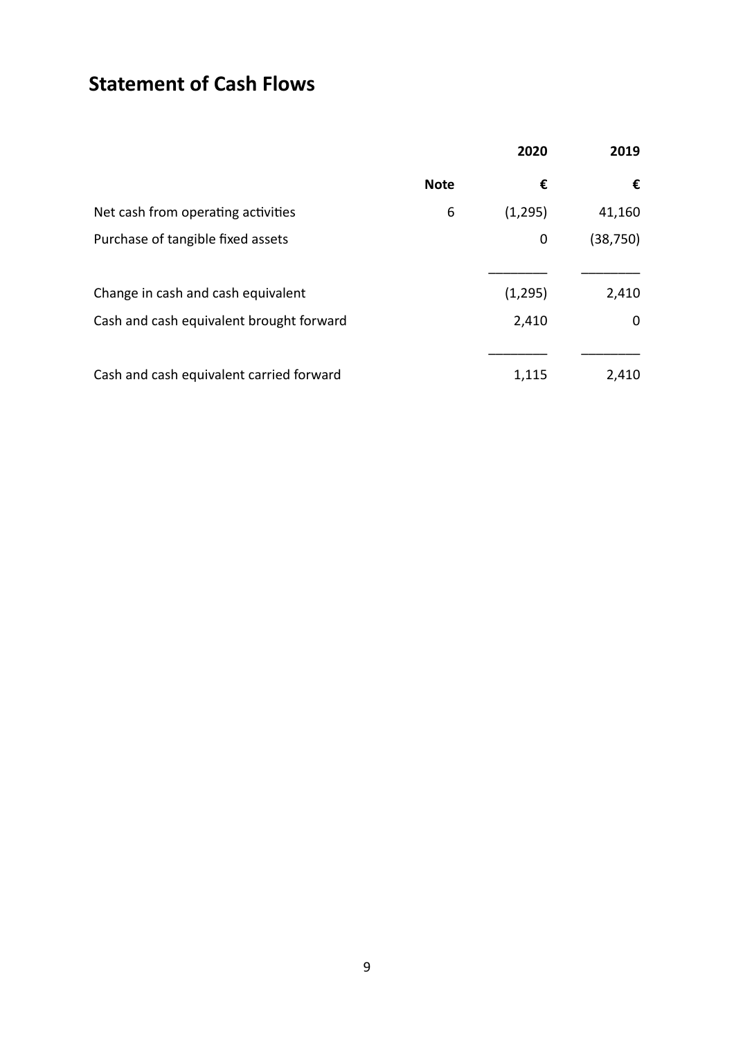# Statement of Cash Flows

| | Note | 2020 | 2019 |
|---|---|---|---|
| | | € | € |
| Net cash from operating activities | 6 | (1,295) | 41,160 |
| Purchase of tangible fixed assets | | 0 | (38,750) |
| Change in cash and cash equivalent | | (1,295) | 2,410 |
| Cash and cash equivalent brought forward | | 2,410 | 0 |
| Cash and cash equivalent carried forward | | 1,115 | 2,410 |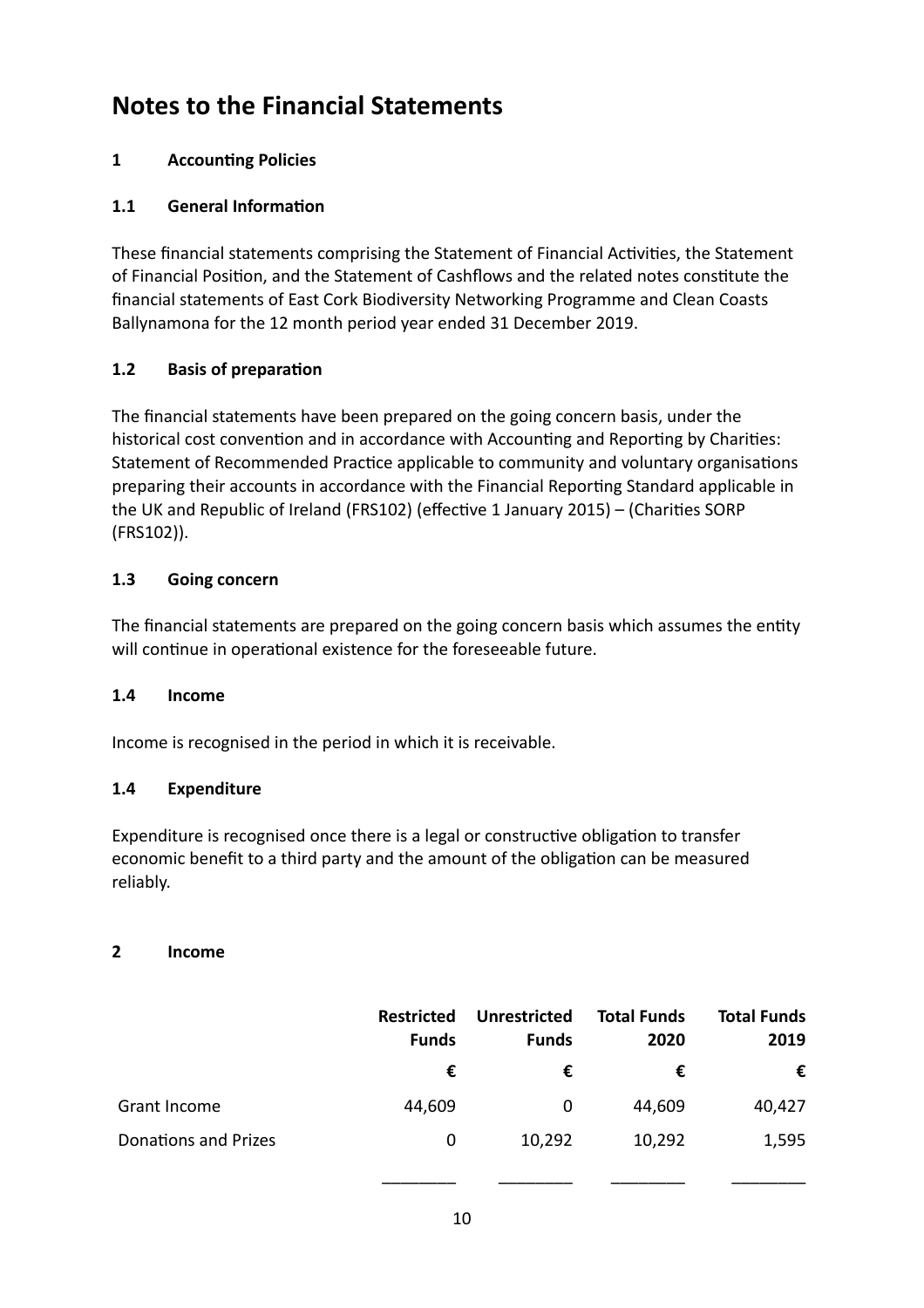# Notes to the Financial Statements

## 1 Accounting Policies

### 1.1 General Information

These financial statements comprising the Statement of Financial Activities, the Statement of Financial Position, and the Statement of Cashflows and the related notes constitute the financial statements of East Cork Biodiversity Networking Programme and Clean Coasts Ballynamona for the 12 month period year ended 31 December 2019.

### 1.2 Basis of preparation

The financial statements have been prepared on the going concern basis, under the historical cost convention and in accordance with Accounting and Reporting by Charities: Statement of Recommended Practice applicable to community and voluntary organisations preparing their accounts in accordance with the Financial Reporting Standard applicable in the UK and Republic of Ireland (FRS102) (effective 1 January 2015) – (Charities SORP (FRS102)).

### 1.3 Going concern

The financial statements are prepared on the going concern basis which assumes the entity will continue in operational existence for the foreseeable future.

### 1.4 Income

Income is recognised in the period in which it is receivable.

### 1.4 Expenditure

Expenditure is recognised once there is a legal or constructive obligation to transfer economic benefit to a third party and the amount of the obligation can be measured reliably.

## 2 Income

| | Restricted Funds | Unrestricted Funds | Total Funds 2020 | Total Funds 2019 |
|---|---|---|---|---|
| | € | € | € | € |
| Grant Income | 44,609 | 0 | 44,609 | 40,427 |
| Donations and Prizes | 0 | 10,292 | 10,292 | 1,595 |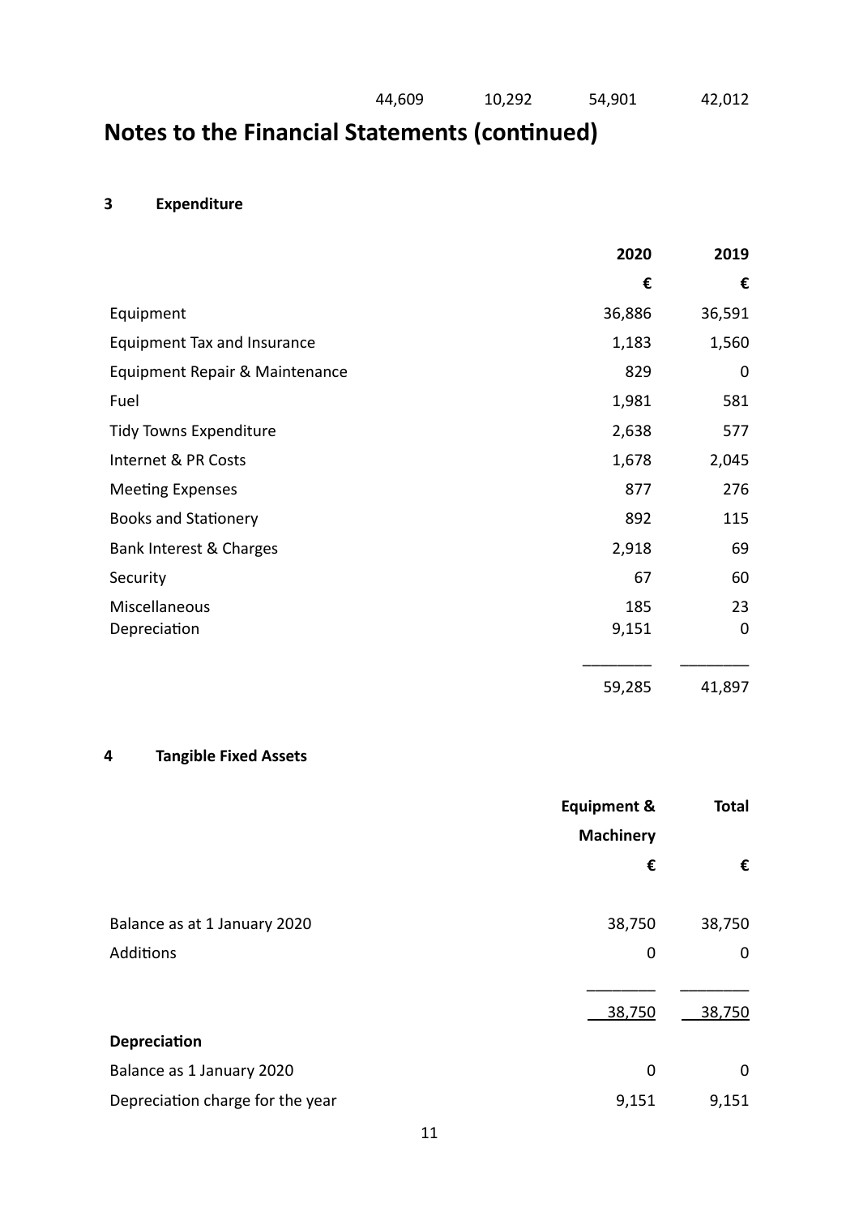| | | | |
|---|---|---|---|
| 44,609 | 10,292 | 54,901 | 42,012 |

# Notes to the Financial Statements (continued)

**3 Expenditure**

| | 2020 | 2019 |
|---|---|---|
| | € | € |
| Equipment | 36,886 | 36,591 |
| Equipment Tax and Insurance | 1,183 | 1,560 |
| Equipment Repair & Maintenance | 829 | 0 |
| Fuel | 1,981 | 581 |
| Tidy Towns Expenditure | 2,638 | 577 |
| Internet & PR Costs | 1,678 | 2,045 |
| Meeting Expenses | 877 | 276 |
| Books and Stationery | 892 | 115 |
| Bank Interest & Charges | 2,918 | 69 |
| Security | 67 | 60 |
| Miscellaneous | 185 | 23 |
| Depreciation | 9,151 | 0 |
| | 59,285 | 41,897 |

**4 Tangible Fixed Assets**

| | Equipment & Machinery | Total |
|---|---|---|
| | € | € |
| Balance as at 1 January 2020 | 38,750 | 38,750 |
| Additions | 0 | 0 |
| | 38,750 | 38,750 |
| **Depreciation** | | |
| Balance as 1 January 2020 | 0 | 0 |
| Depreciation charge for the year | 9,151 | 9,151 |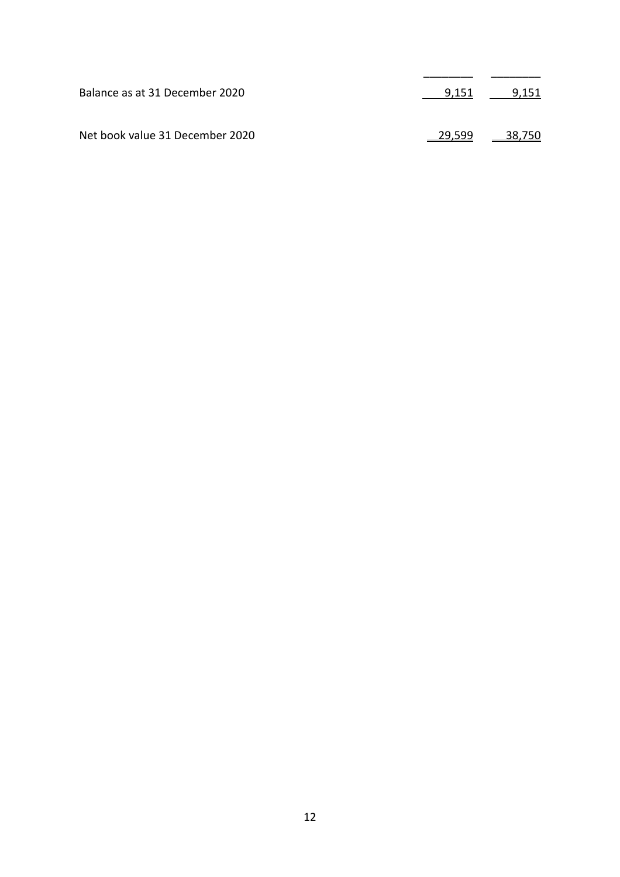| | | |
|---|---|---|
| Balance as at 31 December 2020 | 9,151 | 9,151 |
| Net book value 31 December 2020 | 29,599 | 38,750 |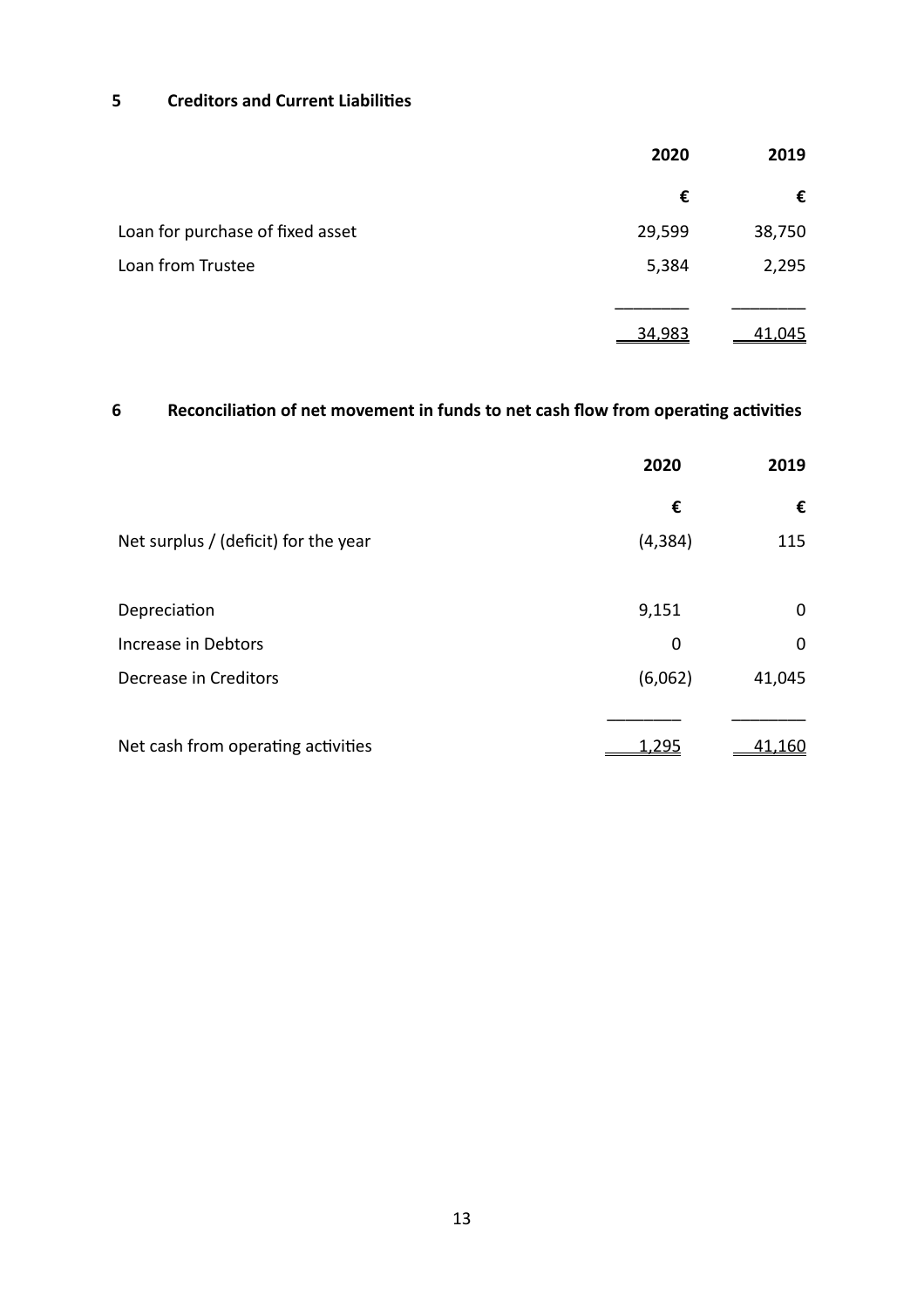## 5 Creditors and Current Liabilities

| | 2020 | 2019 |
|---|---|---|
| | € | € |
| Loan for purchase of fixed asset | 29,599 | 38,750 |
| Loan from Trustee | 5,384 | 2,295 |
| | 34,983 | 41,045 |

## 6 Reconciliation of net movement in funds to net cash flow from operating activities

| | 2020 | 2019 |
|---|---|---|
| | € | € |
| Net surplus / (deficit) for the year | (4,384) | 115 |
| Depreciation | 9,151 | 0 |
| Increase in Debtors | 0 | 0 |
| Decrease in Creditors | (6,062) | 41,045 |
| Net cash from operating activities | 1,295 | 41,160 |